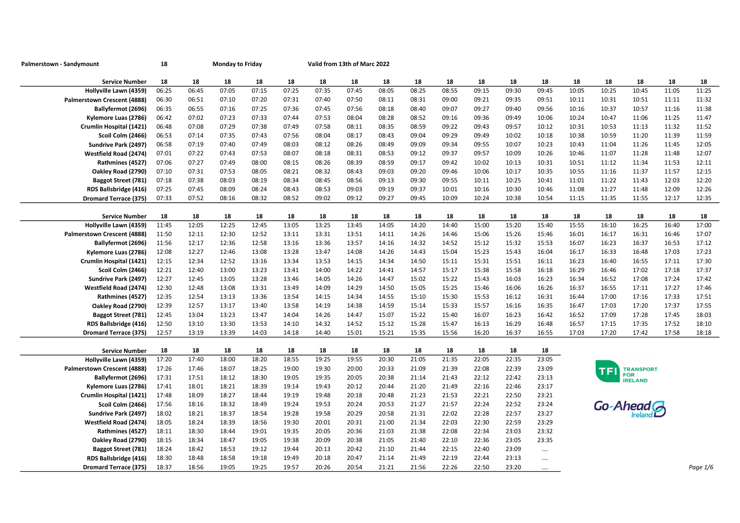**Palerstown - Sandymount** | **18** | **Monday to Friday** | **Valid from 13th of Marc 2022**

| Service Number | 18 | 18 | 18 | 18 | 18 | 18 | 18 | 18 | 18 | 18 | 18 | 18 | 18 | 18 | 18 | 18 | 18 | 18 |
|---|---|---|---|---|---|---|---|---|---|---|---|---|---|---|---|---|---|---|
| Hollyville Lawn (4359) | 06:25 | 06:45 | 07:05 | 07:15 | 07:25 | 07:35 | 07:45 | 08:05 | 08:25 | 08:55 | 09:15 | 09:30 | 09:45 | 10:05 | 10:25 | 10:45 | 11:05 | 11:25 |
| Palmerstown Crescent (4888) | 06:30 | 06:51 | 07:10 | 07:20 | 07:31 | 07:40 | 07:50 | 08:11 | 08:31 | 09:00 | 09:21 | 09:35 | 09:51 | 10:11 | 10:31 | 10:51 | 11:11 | 11:32 |
| Ballyfermot (2696) | 06:35 | 06:55 | 07:16 | 07:25 | 07:36 | 07:45 | 07:56 | 08:18 | 08:40 | 09:07 | 09:27 | 09:40 | 09:56 | 10:16 | 10:37 | 10:57 | 11:16 | 11:38 |
| Kylemore Luas (2786) | 06:42 | 07:02 | 07:23 | 07:33 | 07:44 | 07:53 | 08:04 | 08:28 | 08:52 | 09:16 | 09:36 | 09:49 | 10:06 | 10:24 | 10:47 | 11:06 | 11:25 | 11:47 |
| Crumlin Hospital (1421) | 06:48 | 07:08 | 07:29 | 07:38 | 07:49 | 07:58 | 08:11 | 08:35 | 08:59 | 09:22 | 09:43 | 09:57 | 10:12 | 10:31 | 10:53 | 11:13 | 11:32 | 11:52 |
| Scoil Colm (2466) | 06:53 | 07:14 | 07:35 | 07:43 | 07:56 | 08:04 | 08:17 | 08:43 | 09:04 | 09:29 | 09:49 | 10:02 | 10:18 | 10:38 | 10:59 | 11:20 | 11:39 | 11:59 |
| Sundrive Park (2497) | 06:58 | 07:19 | 07:40 | 07:49 | 08:03 | 08:12 | 08:26 | 08:49 | 09:09 | 09:34 | 09:55 | 10:07 | 10:23 | 10:43 | 11:04 | 11:26 | 11:45 | 12:05 |
| Westfield Road (2474) | 07:01 | 07:22 | 07:43 | 07:53 | 08:07 | 08:18 | 08:31 | 08:53 | 09:12 | 09:37 | 09:57 | 10:09 | 10:26 | 10:46 | 11:07 | 11:28 | 11:48 | 12:07 |
| Rathmines (4527) | 07:06 | 07:27 | 07:49 | 08:00 | 08:15 | 08:26 | 08:39 | 08:59 | 09:17 | 09:42 | 10:02 | 10:13 | 10:31 | 10:51 | 11:12 | 11:34 | 11:53 | 12:11 |
| Oakley Road (2790) | 07:10 | 07:31 | 07:53 | 08:05 | 08:21 | 08:32 | 08:43 | 09:03 | 09:20 | 09:46 | 10:06 | 10:17 | 10:35 | 10:55 | 11:16 | 11:37 | 11:57 | 12:15 |
| Baggot Street (781) | 07:18 | 07:38 | 08:03 | 08:19 | 08:34 | 08:45 | 08:56 | 09:13 | 09:30 | 09:55 | 10:11 | 10:25 | 10:41 | 11:01 | 11:22 | 11:43 | 12:03 | 12:20 |
| RDS Ballsbridge (416) | 07:25 | 07:45 | 08:09 | 08:24 | 08:43 | 08:53 | 09:03 | 09:19 | 09:37 | 10:01 | 10:16 | 10:30 | 10:46 | 11:08 | 11:27 | 11:48 | 12:09 | 12:26 |
| Dromard Terrace (375) | 07:33 | 07:52 | 08:16 | 08:32 | 08:52 | 09:02 | 09:12 | 09:27 | 09:45 | 10:09 | 10:24 | 10:38 | 10:54 | 11:15 | 11:35 | 11:55 | 12:17 | 12:35 |

| Service Number | 18 | 18 | 18 | 18 | 18 | 18 | 18 | 18 | 18 | 18 | 18 | 18 | 18 | 18 | 18 | 18 | 18 | 18 |
|---|---|---|---|---|---|---|---|---|---|---|---|---|---|---|---|---|---|---|
| Hollyville Lawn (4359) | 11:45 | 12:05 | 12:25 | 12:45 | 13:05 | 13:25 | 13:45 | 14:05 | 14:20 | 14:40 | 15:00 | 15:20 | 15:40 | 15:55 | 16:10 | 16:25 | 16:40 | 17:00 |
| Palmerstown Crescent (4888) | 11:50 | 12:11 | 12:30 | 12:52 | 13:11 | 13:31 | 13:51 | 14:11 | 14:26 | 14:46 | 15:06 | 15:26 | 15:46 | 16:01 | 16:17 | 16:31 | 16:46 | 17:07 |
| Ballyfermot (2696) | 11:56 | 12:17 | 12:36 | 12:58 | 13:16 | 13:36 | 13:57 | 14:16 | 14:32 | 14:52 | 15:12 | 15:32 | 15:53 | 16:07 | 16:23 | 16:37 | 16:53 | 17:12 |
| Kylemore Luas (2786) | 12:08 | 12:27 | 12:46 | 13:08 | 13:28 | 13:47 | 14:08 | 14:26 | 14:43 | 15:04 | 15:23 | 15:43 | 16:04 | 16:17 | 16:33 | 16:48 | 17:03 | 17:23 |
| Crumlin Hospital (1421) | 12:15 | 12:34 | 12:52 | 13:16 | 13:34 | 13:53 | 14:15 | 14:34 | 14:50 | 15:11 | 15:31 | 15:51 | 16:11 | 16:23 | 16:40 | 16:55 | 17:11 | 17:30 |
| Scoil Colm (2466) | 12:21 | 12:40 | 13:00 | 13:23 | 13:41 | 14:00 | 14:22 | 14:41 | 14:57 | 15:17 | 15:38 | 15:58 | 16:18 | 16:29 | 16:46 | 17:02 | 17:18 | 17:37 |
| Sundrive Park (2497) | 12:27 | 12:45 | 13:05 | 13:28 | 13:46 | 14:05 | 14:26 | 14:47 | 15:02 | 15:22 | 15:43 | 16:03 | 16:23 | 16:34 | 16:52 | 17:08 | 17:24 | 17:42 |
| Westfield Road (2474) | 12:30 | 12:48 | 13:08 | 13:31 | 13:49 | 14:09 | 14:29 | 14:50 | 15:05 | 15:25 | 15:46 | 16:06 | 16:26 | 16:37 | 16:55 | 17:11 | 17:27 | 17:46 |
| Rathmines (4527) | 12:35 | 12:54 | 13:13 | 13:36 | 13:54 | 14:15 | 14:34 | 14:55 | 15:10 | 15:30 | 15:53 | 16:12 | 16:31 | 16:44 | 17:00 | 17:16 | 17:33 | 17:51 |
| Oakley Road (2790) | 12:39 | 12:57 | 13:17 | 13:40 | 13:58 | 14:19 | 14:38 | 14:59 | 15:14 | 15:33 | 15:57 | 16:16 | 16:35 | 16:47 | 17:03 | 17:20 | 17:37 | 17:55 |
| Baggot Street (781) | 12:45 | 13:04 | 13:23 | 13:47 | 14:04 | 14:26 | 14:47 | 15:07 | 15:22 | 15:40 | 16:07 | 16:23 | 16:42 | 16:52 | 17:09 | 17:28 | 17:45 | 18:03 |
| RDS Ballsbridge (416) | 12:50 | 13:10 | 13:30 | 13:53 | 14:10 | 14:32 | 14:52 | 15:12 | 15:28 | 15:47 | 16:13 | 16:29 | 16:48 | 16:57 | 17:15 | 17:35 | 17:52 | 18:10 |
| Dromard Terrace (375) | 12:57 | 13:19 | 13:39 | 14:03 | 14:18 | 14:40 | 15:01 | 15:21 | 15:35 | 15:56 | 16:20 | 16:37 | 16:55 | 17:03 | 17:20 | 17:42 | 17:58 | 18:18 |

| Service Number | 18 | 18 | 18 | 18 | 18 | 18 | 18 | 18 | 18 | 18 | 18 | 18 | 18 |
|---|---|---|---|---|---|---|---|---|---|---|---|---|---|
| Hollyville Lawn (4359) | 17:20 | 17:40 | 18:00 | 18:20 | 18:55 | 19:25 | 19:55 | 20:30 | 21:05 | 21:35 | 22:05 | 22:35 | 23:05 |
| Palmerstown Crescent (4888) | 17:26 | 17:46 | 18:07 | 18:25 | 19:00 | 19:30 | 20:00 | 20:33 | 21:09 | 21:39 | 22:08 | 22:39 | 23:09 |
| Ballyfermot (2696) | 17:31 | 17:51 | 18:12 | 18:30 | 19:05 | 19:35 | 20:05 | 20:38 | 21:14 | 21:43 | 22:12 | 22:42 | 23:13 |
| Kylemore Luas (2786) | 17:41 | 18:01 | 18:21 | 18:39 | 19:14 | 19:43 | 20:12 | 20:44 | 21:20 | 21:49 | 22:16 | 22:46 | 23:17 |
| Crumlin Hospital (1421) | 17:48 | 18:09 | 18:27 | 18:44 | 19:19 | 19:48 | 20:18 | 20:48 | 21:23 | 21:53 | 22:21 | 22:50 | 23:21 |
| Scoil Colm (2466) | 17:56 | 18:16 | 18:32 | 18:49 | 19:24 | 19:53 | 20:24 | 20:53 | 21:27 | 21:57 | 22:24 | 22:52 | 23:24 |
| Sundrive Park (2497) | 18:02 | 18:21 | 18:37 | 18:54 | 19:28 | 19:58 | 20:29 | 20:58 | 21:31 | 22:02 | 22:28 | 22:57 | 23:27 |
| Westfield Road (2474) | 18:05 | 18:24 | 18:39 | 18:56 | 19:30 | 20:01 | 20:31 | 21:00 | 21:34 | 22:03 | 22:30 | 22:59 | 23:29 |
| Rathmines (4527) | 18:11 | 18:30 | 18:44 | 19:01 | 19:35 | 20:05 | 20:36 | 21:03 | 21:38 | 22:08 | 22:34 | 23:03 | 23:32 |
| Oakley Road (2790) | 18:15 | 18:34 | 18:47 | 19:05 | 19:38 | 20:09 | 20:38 | 21:05 | 21:40 | 22:10 | 22:36 | 23:05 | 23:35 |
| Baggot Street (781) | 18:24 | 18:42 | 18:53 | 19:12 | 19:44 | 20:13 | 20:42 | 21:10 | 21:44 | 22:15 | 22:40 | 23:09 | .... |
| RDS Ballsbridge (416) | 18:30 | 18:48 | 18:58 | 19:18 | 19:49 | 20:18 | 20:47 | 21:14 | 21:49 | 22:19 | 22:44 | 23:13 | .... |
| Dromard Terrace (375) | 18:37 | 18:56 | 19:05 | 19:25 | 19:57 | 20:26 | 20:54 | 21:21 | 21:56 | 22:26 | 22:50 | 23:20 | .... |

TFI Transport for Ireland

Go-Ahead Ireland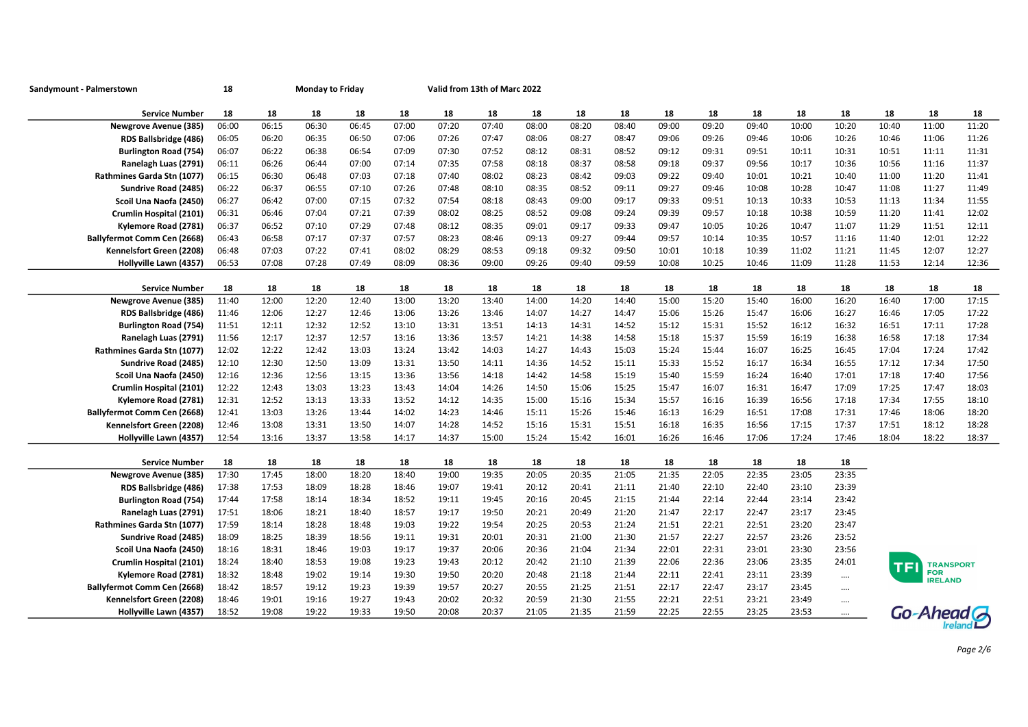Sandymount - Palmerstown | 18 | Monday to Friday | Valid from 13th of Marc 2022

| Service Number | 18 | 18 | 18 | 18 | 18 | 18 | 18 | 18 | 18 | 18 | 18 | 18 | 18 | 18 | 18 | 18 | 18 | 18 |
|---|---|---|---|---|---|---|---|---|---|---|---|---|---|---|---|---|---|---|
| Newgrove Avenue (385) | 06:00 | 06:15 | 06:30 | 06:45 | 07:00 | 07:20 | 07:40 | 08:00 | 08:20 | 08:40 | 09:00 | 09:20 | 09:40 | 10:00 | 10:20 | 10:40 | 11:00 | 11:20 |
| RDS Ballsbridge (486) | 06:05 | 06:20 | 06:35 | 06:50 | 07:06 | 07:26 | 07:47 | 08:06 | 08:27 | 08:47 | 09:06 | 09:26 | 09:46 | 10:06 | 10:26 | 10:46 | 11:06 | 11:26 |
| Burlington Road (754) | 06:07 | 06:22 | 06:38 | 06:54 | 07:09 | 07:30 | 07:52 | 08:12 | 08:31 | 08:52 | 09:12 | 09:31 | 09:51 | 10:11 | 10:31 | 10:51 | 11:11 | 11:31 |
| Ranelagh Luas (2791) | 06:11 | 06:26 | 06:44 | 07:00 | 07:14 | 07:35 | 07:58 | 08:18 | 08:37 | 08:58 | 09:18 | 09:37 | 09:56 | 10:17 | 10:36 | 10:56 | 11:16 | 11:37 |
| Rathmines Garda Stn (1077) | 06:15 | 06:30 | 06:48 | 07:03 | 07:18 | 07:40 | 08:02 | 08:23 | 08:42 | 09:03 | 09:22 | 09:40 | 10:01 | 10:21 | 10:40 | 11:00 | 11:20 | 11:41 |
| Sundrive Road (2485) | 06:22 | 06:37 | 06:55 | 07:10 | 07:26 | 07:48 | 08:10 | 08:35 | 08:52 | 09:11 | 09:27 | 09:46 | 10:08 | 10:28 | 10:47 | 11:08 | 11:27 | 11:49 |
| Scoil Una Naofa (2450) | 06:27 | 06:42 | 07:00 | 07:15 | 07:32 | 07:54 | 08:18 | 08:43 | 09:00 | 09:17 | 09:33 | 09:51 | 10:13 | 10:33 | 10:53 | 11:13 | 11:34 | 11:55 |
| Crumlin Hospital (2101) | 06:31 | 06:46 | 07:04 | 07:21 | 07:39 | 08:02 | 08:25 | 08:52 | 09:08 | 09:24 | 09:39 | 09:57 | 10:18 | 10:38 | 10:59 | 11:20 | 11:41 | 12:02 |
| Kylemore Road (2781) | 06:37 | 06:52 | 07:10 | 07:29 | 07:48 | 08:12 | 08:35 | 09:01 | 09:17 | 09:33 | 09:47 | 10:05 | 10:26 | 10:47 | 11:07 | 11:29 | 11:51 | 12:11 |
| Ballyfermot Comm Cen (2668) | 06:43 | 06:58 | 07:17 | 07:37 | 07:57 | 08:23 | 08:46 | 09:13 | 09:27 | 09:44 | 09:57 | 10:14 | 10:35 | 10:57 | 11:16 | 11:40 | 12:01 | 12:22 |
| Kennelsfort Green (2208) | 06:48 | 07:03 | 07:22 | 07:41 | 08:02 | 08:29 | 08:53 | 09:18 | 09:32 | 09:50 | 10:01 | 10:18 | 10:39 | 11:02 | 11:21 | 11:45 | 12:07 | 12:27 |
| Hollyville Lawn (4357) | 06:53 | 07:08 | 07:28 | 07:49 | 08:09 | 08:36 | 09:00 | 09:26 | 09:40 | 09:59 | 10:08 | 10:25 | 10:46 | 11:09 | 11:28 | 11:53 | 12:14 | 12:36 |

| Service Number | 18 | 18 | 18 | 18 | 18 | 18 | 18 | 18 | 18 | 18 | 18 | 18 | 18 | 18 | 18 | 18 | 18 | 18 |
|---|---|---|---|---|---|---|---|---|---|---|---|---|---|---|---|---|---|---|
| Newgrove Avenue (385) | 11:40 | 12:00 | 12:20 | 12:40 | 13:00 | 13:20 | 13:40 | 14:00 | 14:20 | 14:40 | 15:00 | 15:20 | 15:40 | 16:00 | 16:20 | 16:40 | 17:00 | 17:15 |
| RDS Ballsbridge (486) | 11:46 | 12:06 | 12:27 | 12:46 | 13:06 | 13:26 | 13:46 | 14:07 | 14:27 | 14:47 | 15:06 | 15:26 | 15:47 | 16:06 | 16:27 | 16:46 | 17:05 | 17:22 |
| Burlington Road (754) | 11:51 | 12:11 | 12:32 | 12:52 | 13:10 | 13:31 | 13:51 | 14:13 | 14:31 | 14:52 | 15:12 | 15:31 | 15:52 | 16:12 | 16:32 | 16:51 | 17:11 | 17:28 |
| Ranelagh Luas (2791) | 11:56 | 12:17 | 12:37 | 12:57 | 13:16 | 13:36 | 13:57 | 14:21 | 14:38 | 14:58 | 15:18 | 15:37 | 15:59 | 16:19 | 16:38 | 16:58 | 17:18 | 17:34 |
| Rathmines Garda Stn (1077) | 12:02 | 12:22 | 12:42 | 13:03 | 13:24 | 13:42 | 14:03 | 14:27 | 14:43 | 15:03 | 15:24 | 15:44 | 16:07 | 16:25 | 16:45 | 17:04 | 17:24 | 17:42 |
| Sundrive Road (2485) | 12:10 | 12:30 | 12:50 | 13:09 | 13:31 | 13:50 | 14:11 | 14:36 | 14:52 | 15:11 | 15:33 | 15:52 | 16:17 | 16:34 | 16:55 | 17:12 | 17:34 | 17:50 |
| Scoil Una Naofa (2450) | 12:16 | 12:36 | 12:56 | 13:15 | 13:36 | 13:56 | 14:18 | 14:42 | 14:58 | 15:19 | 15:40 | 15:59 | 16:24 | 16:40 | 17:01 | 17:18 | 17:40 | 17:56 |
| Crumlin Hospital (2101) | 12:22 | 12:43 | 13:03 | 13:23 | 13:43 | 14:04 | 14:26 | 14:50 | 15:06 | 15:25 | 15:47 | 16:07 | 16:31 | 16:47 | 17:09 | 17:25 | 17:47 | 18:03 |
| Kylemore Road (2781) | 12:31 | 12:52 | 13:13 | 13:33 | 13:52 | 14:12 | 14:35 | 15:00 | 15:16 | 15:34 | 15:57 | 16:16 | 16:39 | 16:56 | 17:18 | 17:34 | 17:55 | 18:10 |
| Ballyfermot Comm Cen (2668) | 12:41 | 13:03 | 13:26 | 13:44 | 14:02 | 14:23 | 14:46 | 15:11 | 15:26 | 15:46 | 16:13 | 16:29 | 16:51 | 17:08 | 17:31 | 17:46 | 18:06 | 18:20 |
| Kennelsfort Green (2208) | 12:46 | 13:08 | 13:31 | 13:50 | 14:07 | 14:28 | 14:52 | 15:16 | 15:31 | 15:51 | 16:18 | 16:35 | 16:56 | 17:15 | 17:37 | 17:51 | 18:12 | 18:28 |
| Hollyville Lawn (4357) | 12:54 | 13:16 | 13:37 | 13:58 | 14:17 | 14:37 | 15:00 | 15:24 | 15:42 | 16:01 | 16:26 | 16:46 | 17:06 | 17:24 | 17:46 | 18:04 | 18:22 | 18:37 |

| Service Number | 18 | 18 | 18 | 18 | 18 | 18 | 18 | 18 | 18 | 18 | 18 | 18 | 18 | 18 | 18 |
|---|---|---|---|---|---|---|---|---|---|---|---|---|---|---|---|
| Newgrove Avenue (385) | 17:30 | 17:45 | 18:00 | 18:20 | 18:40 | 19:00 | 19:35 | 20:05 | 20:35 | 21:05 | 21:35 | 22:05 | 22:35 | 23:05 | 23:35 |
| RDS Ballsbridge (486) | 17:38 | 17:53 | 18:09 | 18:28 | 18:46 | 19:07 | 19:41 | 20:12 | 20:41 | 21:11 | 21:40 | 22:10 | 22:40 | 23:10 | 23:39 |
| Burlington Road (754) | 17:44 | 17:58 | 18:14 | 18:34 | 18:52 | 19:11 | 19:45 | 20:16 | 20:45 | 21:15 | 21:44 | 22:14 | 22:44 | 23:14 | 23:42 |
| Ranelagh Luas (2791) | 17:51 | 18:06 | 18:21 | 18:40 | 18:57 | 19:17 | 19:50 | 20:21 | 20:49 | 21:20 | 21:47 | 22:17 | 22:47 | 23:17 | 23:45 |
| Rathmines Garda Stn (1077) | 17:59 | 18:14 | 18:28 | 18:48 | 19:03 | 19:22 | 19:54 | 20:25 | 20:53 | 21:24 | 21:51 | 22:21 | 22:51 | 23:20 | 23:47 |
| Sundrive Road (2485) | 18:09 | 18:25 | 18:39 | 18:56 | 19:11 | 19:31 | 20:01 | 20:31 | 21:00 | 21:30 | 21:57 | 22:27 | 22:57 | 23:26 | 23:52 |
| Scoil Una Naofa (2450) | 18:16 | 18:31 | 18:46 | 19:03 | 19:17 | 19:37 | 20:06 | 20:36 | 21:04 | 21:34 | 22:01 | 22:31 | 23:01 | 23:30 | 23:56 |
| Crumlin Hospital (2101) | 18:24 | 18:40 | 18:53 | 19:08 | 19:23 | 19:43 | 20:12 | 20:42 | 21:10 | 21:39 | 22:06 | 22:36 | 23:06 | 23:35 | 24:01 |
| Kylemore Road (2781) | 18:32 | 18:48 | 19:02 | 19:14 | 19:30 | 19:50 | 20:20 | 20:48 | 21:18 | 21:44 | 22:11 | 22:41 | 23:11 | 23:39 | .... |
| Ballyfermot Comm Cen (2668) | 18:42 | 18:57 | 19:12 | 19:23 | 19:39 | 19:57 | 20:27 | 20:55 | 21:25 | 21:51 | 22:17 | 22:47 | 23:17 | 23:45 | .... |
| Kennelsfort Green (2208) | 18:46 | 19:01 | 19:16 | 19:27 | 19:43 | 20:02 | 20:32 | 20:59 | 21:30 | 21:55 | 22:21 | 22:51 | 23:21 | 23:49 | .... |
| Hollyville Lawn (4357) | 18:52 | 19:08 | 19:22 | 19:33 | 19:50 | 20:08 | 20:37 | 21:05 | 21:35 | 21:59 | 22:25 | 22:55 | 23:25 | 23:53 | .... |

TFI TRANSPORT FOR IRELAND

Go-Ahead Ireland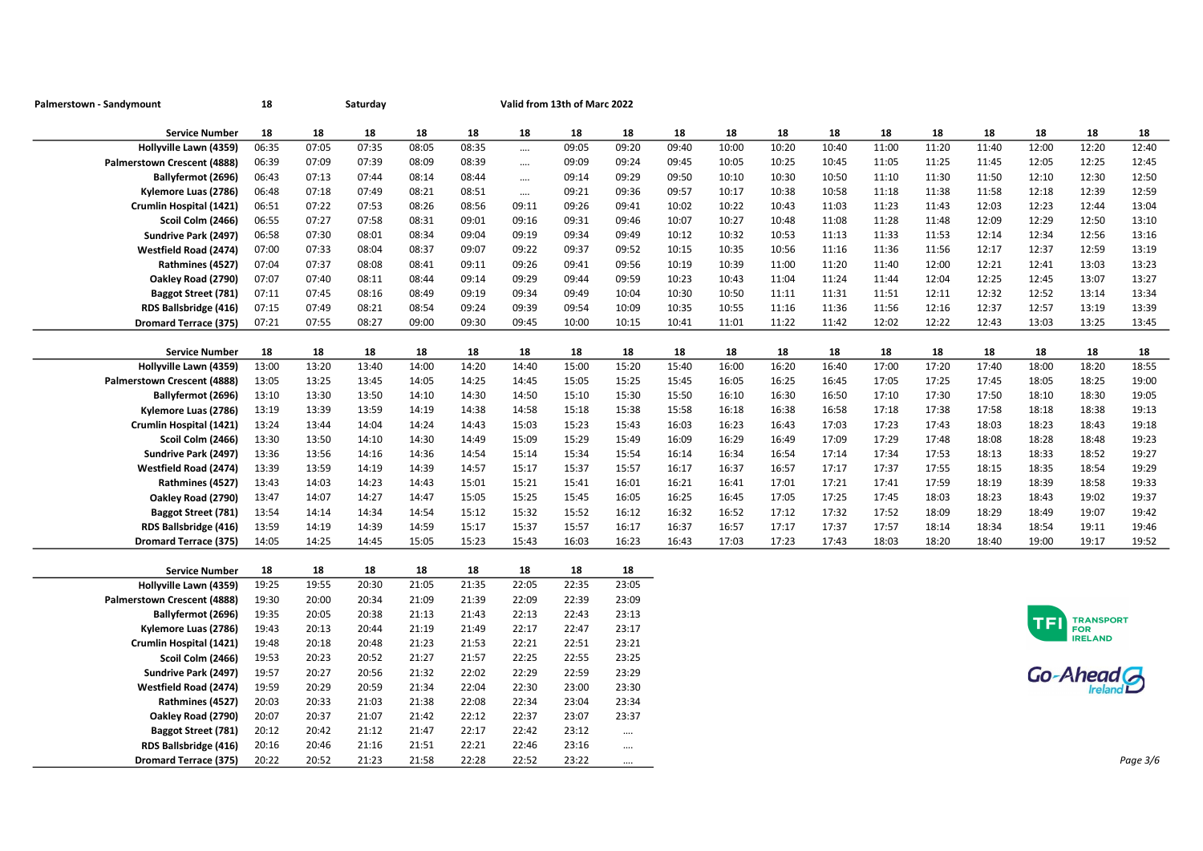**Palmerstown - Sandymount** **18** **Saturday** **Valid from 13th of Marc 2022**

| Service Number | 18 | 18 | 18 | 18 | 18 | 18 | 18 | 18 | 18 | 18 | 18 | 18 | 18 | 18 | 18 | 18 | 18 | 18 |
|---|---|---|---|---|---|---|---|---|---|---|---|---|---|---|---|---|---|---|
| Hollyville Lawn (4359) | 06:35 | 07:05 | 07:35 | 08:05 | 08:35 | .... | 09:05 | 09:20 | 09:40 | 10:00 | 10:20 | 10:40 | 11:00 | 11:20 | 11:40 | 12:00 | 12:20 | 12:40 |
| Palmerstown Crescent (4888) | 06:39 | 07:09 | 07:39 | 08:09 | 08:39 | .... | 09:09 | 09:24 | 09:45 | 10:05 | 10:25 | 10:45 | 11:05 | 11:25 | 11:45 | 12:05 | 12:25 | 12:45 |
| Ballyfermot (2696) | 06:43 | 07:13 | 07:44 | 08:14 | 08:44 | .... | 09:14 | 09:29 | 09:50 | 10:10 | 10:30 | 10:50 | 11:10 | 11:30 | 11:50 | 12:10 | 12:30 | 12:50 |
| Kylemore Luas (2786) | 06:48 | 07:18 | 07:49 | 08:21 | 08:51 | .... | 09:21 | 09:36 | 09:57 | 10:17 | 10:38 | 10:58 | 11:18 | 11:38 | 11:58 | 12:18 | 12:39 | 12:59 |
| Crumlin Hospital (1421) | 06:51 | 07:22 | 07:53 | 08:26 | 08:56 | 09:11 | 09:26 | 09:41 | 10:02 | 10:22 | 10:43 | 11:03 | 11:23 | 11:43 | 12:03 | 12:23 | 12:44 | 13:04 |
| Scoil Colm (2466) | 06:55 | 07:27 | 07:58 | 08:31 | 09:01 | 09:16 | 09:31 | 09:46 | 10:07 | 10:27 | 10:48 | 11:08 | 11:28 | 11:48 | 12:09 | 12:29 | 12:50 | 13:10 |
| Sundrive Park (2497) | 06:58 | 07:30 | 08:01 | 08:34 | 09:04 | 09:19 | 09:34 | 09:49 | 10:12 | 10:32 | 10:53 | 11:13 | 11:33 | 11:53 | 12:14 | 12:34 | 12:56 | 13:16 |
| Westfield Road (2474) | 07:00 | 07:33 | 08:04 | 08:37 | 09:07 | 09:22 | 09:37 | 09:52 | 10:15 | 10:35 | 10:56 | 11:16 | 11:36 | 11:56 | 12:17 | 12:37 | 12:59 | 13:19 |
| Rathmines (4527) | 07:04 | 07:37 | 08:08 | 08:41 | 09:11 | 09:26 | 09:41 | 09:56 | 10:19 | 10:39 | 11:00 | 11:20 | 11:40 | 12:00 | 12:21 | 12:41 | 13:03 | 13:23 |
| Oakley Road (2790) | 07:07 | 07:40 | 08:11 | 08:44 | 09:14 | 09:29 | 09:44 | 09:59 | 10:23 | 10:43 | 11:04 | 11:24 | 11:44 | 12:04 | 12:25 | 12:45 | 13:07 | 13:27 |
| Baggot Street (781) | 07:11 | 07:45 | 08:16 | 08:49 | 09:19 | 09:34 | 09:49 | 10:04 | 10:30 | 10:50 | 11:11 | 11:31 | 11:51 | 12:11 | 12:32 | 12:52 | 13:14 | 13:34 |
| RDS Ballsbridge (416) | 07:15 | 07:49 | 08:21 | 08:54 | 09:24 | 09:39 | 09:54 | 10:09 | 10:35 | 10:55 | 11:16 | 11:36 | 11:56 | 12:16 | 12:37 | 12:57 | 13:19 | 13:39 |
| Dromard Terrace (375) | 07:21 | 07:55 | 08:27 | 09:00 | 09:30 | 09:45 | 10:00 | 10:15 | 10:41 | 11:01 | 11:22 | 11:42 | 12:02 | 12:22 | 12:43 | 13:03 | 13:25 | 13:45 |

| Service Number | 18 | 18 | 18 | 18 | 18 | 18 | 18 | 18 | 18 | 18 | 18 | 18 | 18 | 18 | 18 | 18 | 18 | 18 |
|---|---|---|---|---|---|---|---|---|---|---|---|---|---|---|---|---|---|---|
| Hollyville Lawn (4359) | 13:00 | 13:20 | 13:40 | 14:00 | 14:20 | 14:40 | 15:00 | 15:20 | 15:40 | 16:00 | 16:20 | 16:40 | 17:00 | 17:20 | 17:40 | 18:00 | 18:20 | 18:55 |
| Palmerstown Crescent (4888) | 13:05 | 13:25 | 13:45 | 14:05 | 14:25 | 14:45 | 15:05 | 15:25 | 15:45 | 16:05 | 16:25 | 16:45 | 17:05 | 17:25 | 17:45 | 18:05 | 18:25 | 19:00 |
| Ballyfermot (2696) | 13:10 | 13:30 | 13:50 | 14:10 | 14:30 | 14:50 | 15:10 | 15:30 | 15:50 | 16:10 | 16:30 | 16:50 | 17:10 | 17:30 | 17:50 | 18:10 | 18:30 | 19:05 |
| Kylemore Luas (2786) | 13:19 | 13:39 | 13:59 | 14:19 | 14:38 | 14:58 | 15:18 | 15:38 | 15:58 | 16:18 | 16:38 | 16:58 | 17:18 | 17:38 | 17:58 | 18:18 | 18:38 | 19:13 |
| Crumlin Hospital (1421) | 13:24 | 13:44 | 14:04 | 14:24 | 14:43 | 15:03 | 15:23 | 15:43 | 16:03 | 16:23 | 16:43 | 17:03 | 17:23 | 17:43 | 18:03 | 18:23 | 18:43 | 19:18 |
| Scoil Colm (2466) | 13:30 | 13:50 | 14:10 | 14:30 | 14:49 | 15:09 | 15:29 | 15:49 | 16:09 | 16:29 | 16:49 | 17:09 | 17:29 | 17:48 | 18:08 | 18:28 | 18:48 | 19:23 |
| Sundrive Park (2497) | 13:36 | 13:56 | 14:16 | 14:36 | 14:54 | 15:14 | 15:34 | 15:54 | 16:14 | 16:34 | 16:54 | 17:14 | 17:34 | 17:53 | 18:13 | 18:33 | 18:52 | 19:27 |
| Westfield Road (2474) | 13:39 | 13:59 | 14:19 | 14:39 | 14:57 | 15:17 | 15:37 | 15:57 | 16:17 | 16:37 | 16:57 | 17:17 | 17:37 | 17:55 | 18:15 | 18:35 | 18:54 | 19:29 |
| Rathmines (4527) | 13:43 | 14:03 | 14:23 | 14:43 | 15:01 | 15:21 | 15:41 | 16:01 | 16:21 | 16:41 | 17:01 | 17:21 | 17:41 | 17:59 | 18:19 | 18:39 | 18:58 | 19:33 |
| Oakley Road (2790) | 13:47 | 14:07 | 14:27 | 14:47 | 15:05 | 15:25 | 15:45 | 16:05 | 16:25 | 16:45 | 17:05 | 17:25 | 17:45 | 18:03 | 18:23 | 18:43 | 19:02 | 19:37 |
| Baggot Street (781) | 13:54 | 14:14 | 14:34 | 14:54 | 15:12 | 15:32 | 15:52 | 16:12 | 16:32 | 16:52 | 17:12 | 17:32 | 17:52 | 18:09 | 18:29 | 18:49 | 19:07 | 19:42 |
| RDS Ballsbridge (416) | 13:59 | 14:19 | 14:39 | 14:59 | 15:17 | 15:37 | 15:57 | 16:17 | 16:37 | 16:57 | 17:17 | 17:37 | 17:57 | 18:14 | 18:34 | 18:54 | 19:11 | 19:46 |
| Dromard Terrace (375) | 14:05 | 14:25 | 14:45 | 15:05 | 15:23 | 15:43 | 16:03 | 16:23 | 16:43 | 17:03 | 17:23 | 17:43 | 18:03 | 18:20 | 18:40 | 19:00 | 19:17 | 19:52 |

| Service Number | 18 | 18 | 18 | 18 | 18 | 18 | 18 | 18 |
|---|---|---|---|---|---|---|---|---|
| Hollyville Lawn (4359) | 19:25 | 19:55 | 20:30 | 21:05 | 21:35 | 22:05 | 22:35 | 23:05 |
| Palmerstown Crescent (4888) | 19:30 | 20:00 | 20:34 | 21:09 | 21:39 | 22:09 | 22:39 | 23:09 |
| Ballyfermot (2696) | 19:35 | 20:05 | 20:38 | 21:13 | 21:43 | 22:13 | 22:43 | 23:13 |
| Kylemore Luas (2786) | 19:43 | 20:13 | 20:44 | 21:19 | 21:49 | 22:17 | 22:47 | 23:17 |
| Crumlin Hospital (1421) | 19:48 | 20:18 | 20:48 | 21:23 | 21:53 | 22:21 | 22:51 | 23:21 |
| Scoil Colm (2466) | 19:53 | 20:23 | 20:52 | 21:27 | 21:57 | 22:25 | 22:55 | 23:25 |
| Sundrive Park (2497) | 19:57 | 20:27 | 20:56 | 21:32 | 22:02 | 22:29 | 22:59 | 23:29 |
| Westfield Road (2474) | 19:59 | 20:29 | 20:59 | 21:34 | 22:04 | 22:30 | 23:00 | 23:30 |
| Rathmines (4527) | 20:03 | 20:33 | 21:03 | 21:38 | 22:08 | 22:34 | 23:04 | 23:34 |
| Oakley Road (2790) | 20:07 | 20:37 | 21:07 | 21:42 | 22:12 | 22:37 | 23:07 | 23:37 |
| Baggot Street (781) | 20:12 | 20:42 | 21:12 | 21:47 | 22:17 | 22:42 | 23:12 | .... |
| RDS Ballsbridge (416) | 20:16 | 20:46 | 21:16 | 21:51 | 22:21 | 22:46 | 23:16 | .... |
| Dromard Terrace (375) | 20:22 | 20:52 | 21:23 | 21:58 | 22:28 | 22:52 | 23:22 | .... |

TFI TRANSPORT FOR IRELAND

Go-Ahead Ireland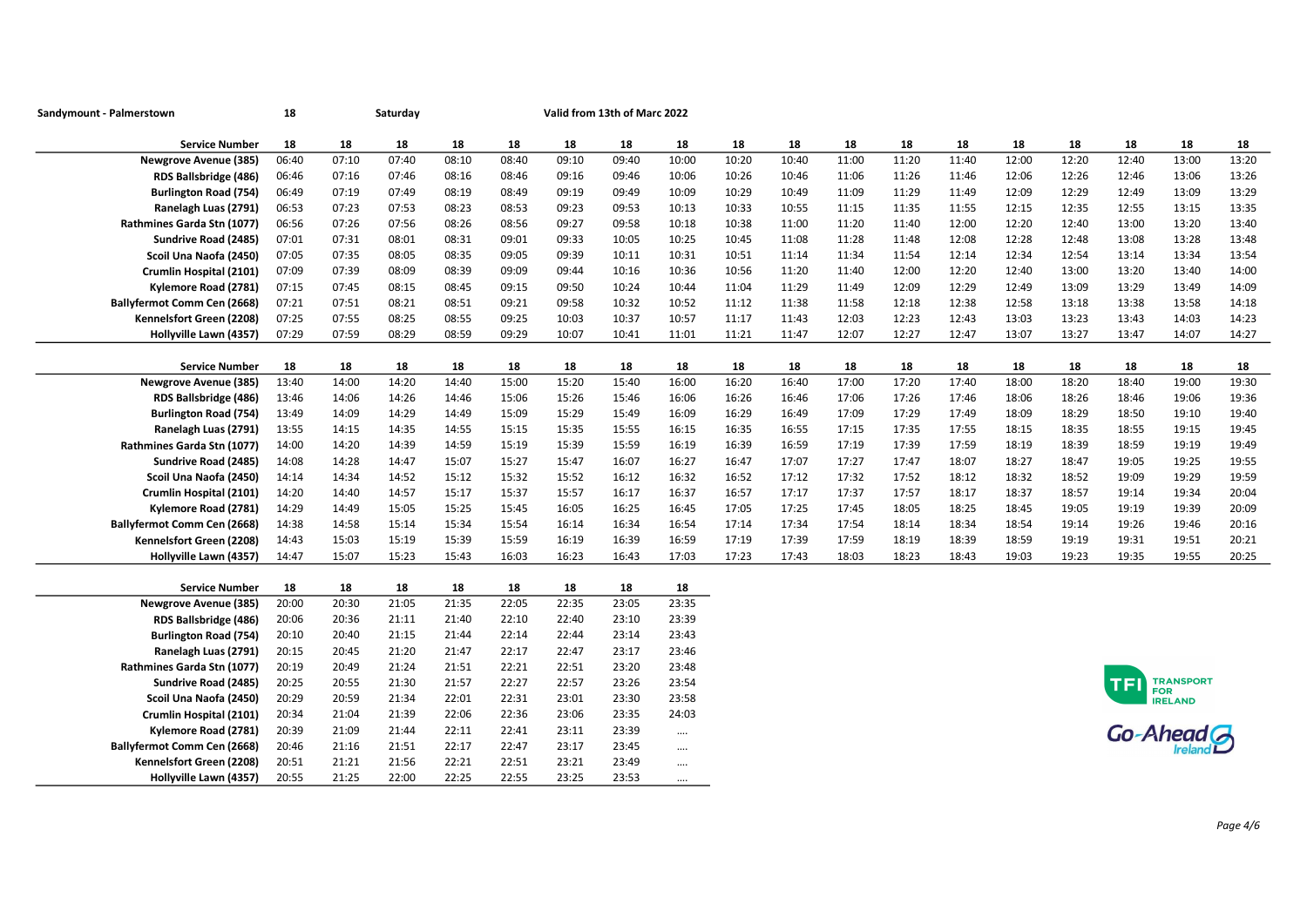**Sandymount - Palmerstown** | **18** | **Saturday** | **Valid from 13th of Marc 2022**

| Service Number | 18 | 18 | 18 | 18 | 18 | 18 | 18 | 18 | 18 | 18 | 18 | 18 | 18 | 18 | 18 | 18 | 18 | 18 |
|---|---|---|---|---|---|---|---|---|---|---|---|---|---|---|---|---|---|---|
| Newgrove Avenue (385) | 06:40 | 07:10 | 07:40 | 08:10 | 08:40 | 09:10 | 09:40 | 10:00 | 10:20 | 10:40 | 11:00 | 11:20 | 11:40 | 12:00 | 12:20 | 12:40 | 13:00 | 13:20 |
| RDS Ballsbridge (486) | 06:46 | 07:16 | 07:46 | 08:16 | 08:46 | 09:16 | 09:46 | 10:06 | 10:26 | 10:46 | 11:06 | 11:26 | 11:46 | 12:06 | 12:26 | 12:46 | 13:06 | 13:26 |
| Burlington Road (754) | 06:49 | 07:19 | 07:49 | 08:19 | 08:49 | 09:19 | 09:49 | 10:09 | 10:29 | 10:49 | 11:09 | 11:29 | 11:49 | 12:09 | 12:29 | 12:49 | 13:09 | 13:29 |
| Ranelagh Luas (2791) | 06:53 | 07:23 | 07:53 | 08:23 | 08:53 | 09:23 | 09:53 | 10:13 | 10:33 | 10:55 | 11:15 | 11:35 | 11:55 | 12:15 | 12:35 | 12:55 | 13:15 | 13:35 |
| Rathmines Garda Stn (1077) | 06:56 | 07:26 | 07:56 | 08:26 | 08:56 | 09:27 | 09:58 | 10:18 | 10:38 | 11:00 | 11:20 | 11:40 | 12:00 | 12:20 | 12:40 | 13:00 | 13:20 | 13:40 |
| Sundrive Road (2485) | 07:01 | 07:31 | 08:01 | 08:31 | 09:01 | 09:33 | 10:05 | 10:25 | 10:45 | 11:08 | 11:28 | 11:48 | 12:08 | 12:28 | 12:48 | 13:08 | 13:28 | 13:48 |
| Scoil Una Naofa (2450) | 07:05 | 07:35 | 08:05 | 08:35 | 09:05 | 09:39 | 10:11 | 10:31 | 10:51 | 11:14 | 11:34 | 11:54 | 12:14 | 12:34 | 12:54 | 13:14 | 13:34 | 13:54 |
| Crumlin Hospital (2101) | 07:09 | 07:39 | 08:09 | 08:39 | 09:09 | 09:44 | 10:16 | 10:36 | 10:56 | 11:20 | 11:40 | 12:00 | 12:20 | 12:40 | 13:00 | 13:20 | 13:40 | 14:00 |
| Kylemore Road (2781) | 07:15 | 07:45 | 08:15 | 08:45 | 09:15 | 09:50 | 10:24 | 10:44 | 11:04 | 11:29 | 11:49 | 12:09 | 12:29 | 12:49 | 13:09 | 13:29 | 13:49 | 14:09 |
| Ballyfermot Comm Cen (2668) | 07:21 | 07:51 | 08:21 | 08:51 | 09:21 | 09:58 | 10:32 | 10:52 | 11:12 | 11:38 | 11:58 | 12:18 | 12:38 | 12:58 | 13:18 | 13:38 | 13:58 | 14:18 |
| Kennelsfort Green (2208) | 07:25 | 07:55 | 08:25 | 08:55 | 09:25 | 10:03 | 10:37 | 10:57 | 11:17 | 11:43 | 12:03 | 12:23 | 12:43 | 13:03 | 13:23 | 13:43 | 14:03 | 14:23 |
| Hollyville Lawn (4357) | 07:29 | 07:59 | 08:29 | 08:59 | 09:29 | 10:07 | 10:41 | 11:01 | 11:21 | 11:47 | 12:07 | 12:27 | 12:47 | 13:07 | 13:27 | 13:47 | 14:07 | 14:27 |

| Service Number | 18 | 18 | 18 | 18 | 18 | 18 | 18 | 18 | 18 | 18 | 18 | 18 | 18 | 18 | 18 | 18 | 18 | 18 |
|---|---|---|---|---|---|---|---|---|---|---|---|---|---|---|---|---|---|---|
| Newgrove Avenue (385) | 13:40 | 14:00 | 14:20 | 14:40 | 15:00 | 15:20 | 15:40 | 16:00 | 16:20 | 16:40 | 17:00 | 17:20 | 17:40 | 18:00 | 18:20 | 18:40 | 19:00 | 19:30 |
| RDS Ballsbridge (486) | 13:46 | 14:06 | 14:26 | 14:46 | 15:06 | 15:26 | 15:46 | 16:06 | 16:26 | 16:46 | 17:06 | 17:26 | 17:46 | 18:06 | 18:26 | 18:46 | 19:06 | 19:36 |
| Burlington Road (754) | 13:49 | 14:09 | 14:29 | 14:49 | 15:09 | 15:29 | 15:49 | 16:09 | 16:29 | 16:49 | 17:09 | 17:29 | 17:49 | 18:09 | 18:29 | 18:50 | 19:10 | 19:40 |
| Ranelagh Luas (2791) | 13:55 | 14:15 | 14:35 | 14:55 | 15:15 | 15:35 | 15:55 | 16:15 | 16:35 | 16:55 | 17:15 | 17:35 | 17:55 | 18:15 | 18:35 | 18:55 | 19:15 | 19:45 |
| Rathmines Garda Stn (1077) | 14:00 | 14:20 | 14:39 | 14:59 | 15:19 | 15:39 | 15:59 | 16:19 | 16:39 | 16:59 | 17:19 | 17:39 | 17:59 | 18:19 | 18:39 | 18:59 | 19:19 | 19:49 |
| Sundrive Road (2485) | 14:08 | 14:28 | 14:47 | 15:07 | 15:27 | 15:47 | 16:07 | 16:27 | 16:47 | 17:07 | 17:27 | 17:47 | 18:07 | 18:27 | 18:47 | 19:05 | 19:25 | 19:55 |
| Scoil Una Naofa (2450) | 14:14 | 14:34 | 14:52 | 15:12 | 15:32 | 15:52 | 16:12 | 16:32 | 16:52 | 17:12 | 17:32 | 17:52 | 18:12 | 18:32 | 18:52 | 19:09 | 19:29 | 19:59 |
| Crumlin Hospital (2101) | 14:20 | 14:40 | 14:57 | 15:17 | 15:37 | 15:57 | 16:17 | 16:37 | 16:57 | 17:17 | 17:37 | 17:57 | 18:17 | 18:37 | 18:57 | 19:14 | 19:34 | 20:04 |
| Kylemore Road (2781) | 14:29 | 14:49 | 15:05 | 15:25 | 15:45 | 16:05 | 16:25 | 16:45 | 17:05 | 17:25 | 17:45 | 18:05 | 18:25 | 18:45 | 19:05 | 19:19 | 19:39 | 20:09 |
| Ballyfermot Comm Cen (2668) | 14:38 | 14:58 | 15:14 | 15:34 | 15:54 | 16:14 | 16:34 | 16:54 | 17:14 | 17:34 | 17:54 | 18:14 | 18:34 | 18:54 | 19:14 | 19:26 | 19:46 | 20:16 |
| Kennelsfort Green (2208) | 14:43 | 15:03 | 15:19 | 15:39 | 15:59 | 16:19 | 16:39 | 16:59 | 17:19 | 17:39 | 17:59 | 18:19 | 18:39 | 18:59 | 19:19 | 19:31 | 19:51 | 20:21 |
| Hollyville Lawn (4357) | 14:47 | 15:07 | 15:23 | 15:43 | 16:03 | 16:23 | 16:43 | 17:03 | 17:23 | 17:43 | 18:03 | 18:23 | 18:43 | 19:03 | 19:23 | 19:35 | 19:55 | 20:25 |

| Service Number | 18 | 18 | 18 | 18 | 18 | 18 | 18 | 18 |
|---|---|---|---|---|---|---|---|---|
| Newgrove Avenue (385) | 20:00 | 20:30 | 21:05 | 21:35 | 22:05 | 22:35 | 23:05 | 23:35 |
| RDS Ballsbridge (486) | 20:06 | 20:36 | 21:11 | 21:40 | 22:10 | 22:40 | 23:10 | 23:39 |
| Burlington Road (754) | 20:10 | 20:40 | 21:15 | 21:44 | 22:14 | 22:44 | 23:14 | 23:43 |
| Ranelagh Luas (2791) | 20:15 | 20:45 | 21:20 | 21:47 | 22:17 | 22:47 | 23:17 | 23:46 |
| Rathmines Garda Stn (1077) | 20:19 | 20:49 | 21:24 | 21:51 | 22:21 | 22:51 | 23:20 | 23:48 |
| Sundrive Road (2485) | 20:25 | 20:55 | 21:30 | 21:57 | 22:27 | 22:57 | 23:26 | 23:54 |
| Scoil Una Naofa (2450) | 20:29 | 20:59 | 21:34 | 22:01 | 22:31 | 23:01 | 23:30 | 23:58 |
| Crumlin Hospital (2101) | 20:34 | 21:04 | 21:39 | 22:06 | 22:36 | 23:06 | 23:35 | 24:03 |
| Kylemore Road (2781) | 20:39 | 21:09 | 21:44 | 22:11 | 22:41 | 23:11 | 23:39 | .... |
| Ballyfermot Comm Cen (2668) | 20:46 | 21:16 | 21:51 | 22:17 | 22:47 | 23:17 | 23:45 | .... |
| Kennelsfort Green (2208) | 20:51 | 21:21 | 21:56 | 22:21 | 22:51 | 23:21 | 23:49 | .... |
| Hollyville Lawn (4357) | 20:55 | 21:25 | 22:00 | 22:25 | 22:55 | 23:25 | 23:53 | .... |

TFI TRANSPORT FOR IRELAND

Go-Ahead Ireland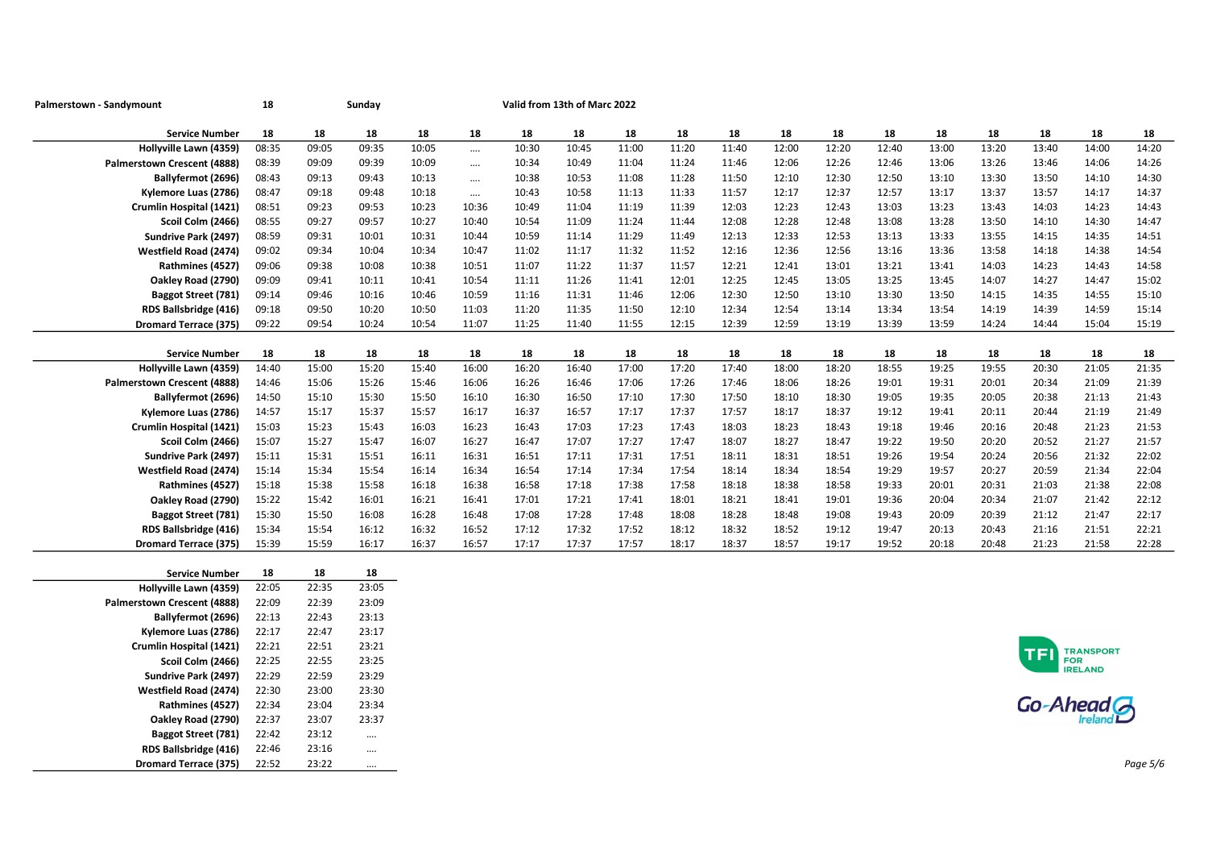**Palmerstown - Sandymount** **18** **Sunday** **Valid from 13th of Marc 2022**

| Service Number | 18 | 18 | 18 | 18 | 18 | 18 | 18 | 18 | 18 | 18 | 18 | 18 | 18 | 18 | 18 | 18 | 18 | 18 |
|---|---|---|---|---|---|---|---|---|---|---|---|---|---|---|---|---|---|---|
| Hollyville Lawn (4359) | 08:35 | 09:05 | 09:35 | 10:05 | .... | 10:30 | 10:45 | 11:00 | 11:20 | 11:40 | 12:00 | 12:20 | 12:40 | 13:00 | 13:20 | 13:40 | 14:00 | 14:20 |
| Palmerstown Crescent (4888) | 08:39 | 09:09 | 09:39 | 10:09 | .... | 10:34 | 10:49 | 11:04 | 11:24 | 11:46 | 12:06 | 12:26 | 12:46 | 13:06 | 13:26 | 13:46 | 14:06 | 14:26 |
| Ballyfermot (2696) | 08:43 | 09:13 | 09:43 | 10:13 | .... | 10:38 | 10:53 | 11:08 | 11:28 | 11:50 | 12:10 | 12:30 | 12:50 | 13:10 | 13:30 | 13:50 | 14:10 | 14:30 |
| Kylemore Luas (2786) | 08:47 | 09:18 | 09:48 | 10:18 | .... | 10:43 | 10:58 | 11:13 | 11:33 | 11:57 | 12:17 | 12:37 | 12:57 | 13:17 | 13:37 | 13:57 | 14:17 | 14:37 |
| Crumlin Hospital (1421) | 08:51 | 09:23 | 09:53 | 10:23 | 10:36 | 10:49 | 11:04 | 11:19 | 11:39 | 12:03 | 12:23 | 12:43 | 13:03 | 13:23 | 13:43 | 14:03 | 14:23 | 14:43 |
| Scoil Colm (2466) | 08:55 | 09:27 | 09:57 | 10:27 | 10:40 | 10:54 | 11:09 | 11:24 | 11:44 | 12:08 | 12:28 | 12:48 | 13:08 | 13:28 | 13:50 | 14:10 | 14:30 | 14:47 |
| Sundrive Park (2497) | 08:59 | 09:31 | 10:01 | 10:31 | 10:44 | 10:59 | 11:14 | 11:29 | 11:49 | 12:13 | 12:33 | 12:53 | 13:13 | 13:33 | 13:55 | 14:15 | 14:35 | 14:51 |
| Westfield Road (2474) | 09:02 | 09:34 | 10:04 | 10:34 | 10:47 | 11:02 | 11:17 | 11:32 | 11:52 | 12:16 | 12:36 | 12:56 | 13:16 | 13:36 | 13:58 | 14:18 | 14:38 | 14:54 |
| Rathmines (4527) | 09:06 | 09:38 | 10:08 | 10:38 | 10:51 | 11:07 | 11:22 | 11:37 | 11:57 | 12:21 | 12:41 | 13:01 | 13:21 | 13:41 | 14:03 | 14:23 | 14:43 | 14:58 |
| Oakley Road (2790) | 09:09 | 09:41 | 10:11 | 10:41 | 10:54 | 11:11 | 11:26 | 11:41 | 12:01 | 12:25 | 12:45 | 13:05 | 13:25 | 13:45 | 14:07 | 14:27 | 14:47 | 15:02 |
| Baggot Street (781) | 09:14 | 09:46 | 10:16 | 10:46 | 10:59 | 11:16 | 11:31 | 11:46 | 12:06 | 12:30 | 12:50 | 13:10 | 13:30 | 13:50 | 14:15 | 14:35 | 14:55 | 15:10 |
| RDS Ballsbridge (416) | 09:18 | 09:50 | 10:20 | 10:50 | 11:03 | 11:20 | 11:35 | 11:50 | 12:10 | 12:34 | 12:54 | 13:14 | 13:34 | 13:54 | 14:19 | 14:39 | 14:59 | 15:14 |
| Dromard Terrace (375) | 09:22 | 09:54 | 10:24 | 10:54 | 11:07 | 11:25 | 11:40 | 11:55 | 12:15 | 12:39 | 12:59 | 13:19 | 13:39 | 13:59 | 14:24 | 14:44 | 15:04 | 15:19 |

| Service Number | 18 | 18 | 18 | 18 | 18 | 18 | 18 | 18 | 18 | 18 | 18 | 18 | 18 | 18 | 18 | 18 | 18 | 18 |
|---|---|---|---|---|---|---|---|---|---|---|---|---|---|---|---|---|---|---|
| Hollyville Lawn (4359) | 14:40 | 15:00 | 15:20 | 15:40 | 16:00 | 16:20 | 16:40 | 17:00 | 17:20 | 17:40 | 18:00 | 18:20 | 18:55 | 19:25 | 19:55 | 20:30 | 21:05 | 21:35 |
| Palmerstown Crescent (4888) | 14:46 | 15:06 | 15:26 | 15:46 | 16:06 | 16:26 | 16:46 | 17:06 | 17:26 | 17:46 | 18:06 | 18:26 | 19:01 | 19:31 | 20:01 | 20:34 | 21:09 | 21:39 |
| Ballyfermot (2696) | 14:50 | 15:10 | 15:30 | 15:50 | 16:10 | 16:30 | 16:50 | 17:10 | 17:30 | 17:50 | 18:10 | 18:30 | 19:05 | 19:35 | 20:05 | 20:38 | 21:13 | 21:43 |
| Kylemore Luas (2786) | 14:57 | 15:17 | 15:37 | 15:57 | 16:17 | 16:37 | 16:57 | 17:17 | 17:37 | 17:57 | 18:17 | 18:37 | 19:12 | 19:41 | 20:11 | 20:44 | 21:19 | 21:49 |
| Crumlin Hospital (1421) | 15:03 | 15:23 | 15:43 | 16:03 | 16:23 | 16:43 | 17:03 | 17:23 | 17:43 | 18:03 | 18:23 | 18:43 | 19:18 | 19:46 | 20:16 | 20:48 | 21:23 | 21:53 |
| Scoil Colm (2466) | 15:07 | 15:27 | 15:47 | 16:07 | 16:27 | 16:47 | 17:07 | 17:27 | 17:47 | 18:07 | 18:27 | 18:47 | 19:22 | 19:50 | 20:20 | 20:52 | 21:27 | 21:57 |
| Sundrive Park (2497) | 15:11 | 15:31 | 15:51 | 16:11 | 16:31 | 16:51 | 17:11 | 17:31 | 17:51 | 18:11 | 18:31 | 18:51 | 19:26 | 19:54 | 20:24 | 20:56 | 21:32 | 22:02 |
| Westfield Road (2474) | 15:14 | 15:34 | 15:54 | 16:14 | 16:34 | 16:54 | 17:14 | 17:34 | 17:54 | 18:14 | 18:34 | 18:54 | 19:29 | 19:57 | 20:27 | 20:59 | 21:34 | 22:04 |
| Rathmines (4527) | 15:18 | 15:38 | 15:58 | 16:18 | 16:38 | 16:58 | 17:18 | 17:38 | 17:58 | 18:18 | 18:38 | 18:58 | 19:33 | 20:01 | 20:31 | 21:03 | 21:38 | 22:08 |
| Oakley Road (2790) | 15:22 | 15:42 | 16:01 | 16:21 | 16:41 | 17:01 | 17:21 | 17:41 | 18:01 | 18:21 | 18:41 | 19:01 | 19:36 | 20:04 | 20:34 | 21:07 | 21:42 | 22:12 |
| Baggot Street (781) | 15:30 | 15:50 | 16:08 | 16:28 | 16:48 | 17:08 | 17:28 | 17:48 | 18:08 | 18:28 | 18:48 | 19:08 | 19:43 | 20:09 | 20:39 | 21:12 | 21:47 | 22:17 |
| RDS Ballsbridge (416) | 15:34 | 15:54 | 16:12 | 16:32 | 16:52 | 17:12 | 17:32 | 17:52 | 18:12 | 18:32 | 18:52 | 19:12 | 19:47 | 20:13 | 20:43 | 21:16 | 21:51 | 22:21 |
| Dromard Terrace (375) | 15:39 | 15:59 | 16:17 | 16:37 | 16:57 | 17:17 | 17:37 | 17:57 | 18:17 | 18:37 | 18:57 | 19:17 | 19:52 | 20:18 | 20:48 | 21:23 | 21:58 | 22:28 |

| Service Number | 18 | 18 | 18 |
|---|---|---|---|
| Hollyville Lawn (4359) | 22:05 | 22:35 | 23:05 |
| Palmerstown Crescent (4888) | 22:09 | 22:39 | 23:09 |
| Ballyfermot (2696) | 22:13 | 22:43 | 23:13 |
| Kylemore Luas (2786) | 22:17 | 22:47 | 23:17 |
| Crumlin Hospital (1421) | 22:21 | 22:51 | 23:21 |
| Scoil Colm (2466) | 22:25 | 22:55 | 23:25 |
| Sundrive Park (2497) | 22:29 | 22:59 | 23:29 |
| Westfield Road (2474) | 22:30 | 23:00 | 23:30 |
| Rathmines (4527) | 22:34 | 23:04 | 23:34 |
| Oakley Road (2790) | 22:37 | 23:07 | 23:37 |
| Baggot Street (781) | 22:42 | 23:12 | .... |
| RDS Ballsbridge (416) | 22:46 | 23:16 | .... |
| Dromard Terrace (375) | 22:52 | 23:22 | .... |

TFI TRANSPORT FOR IRELAND

Go-Ahead Ireland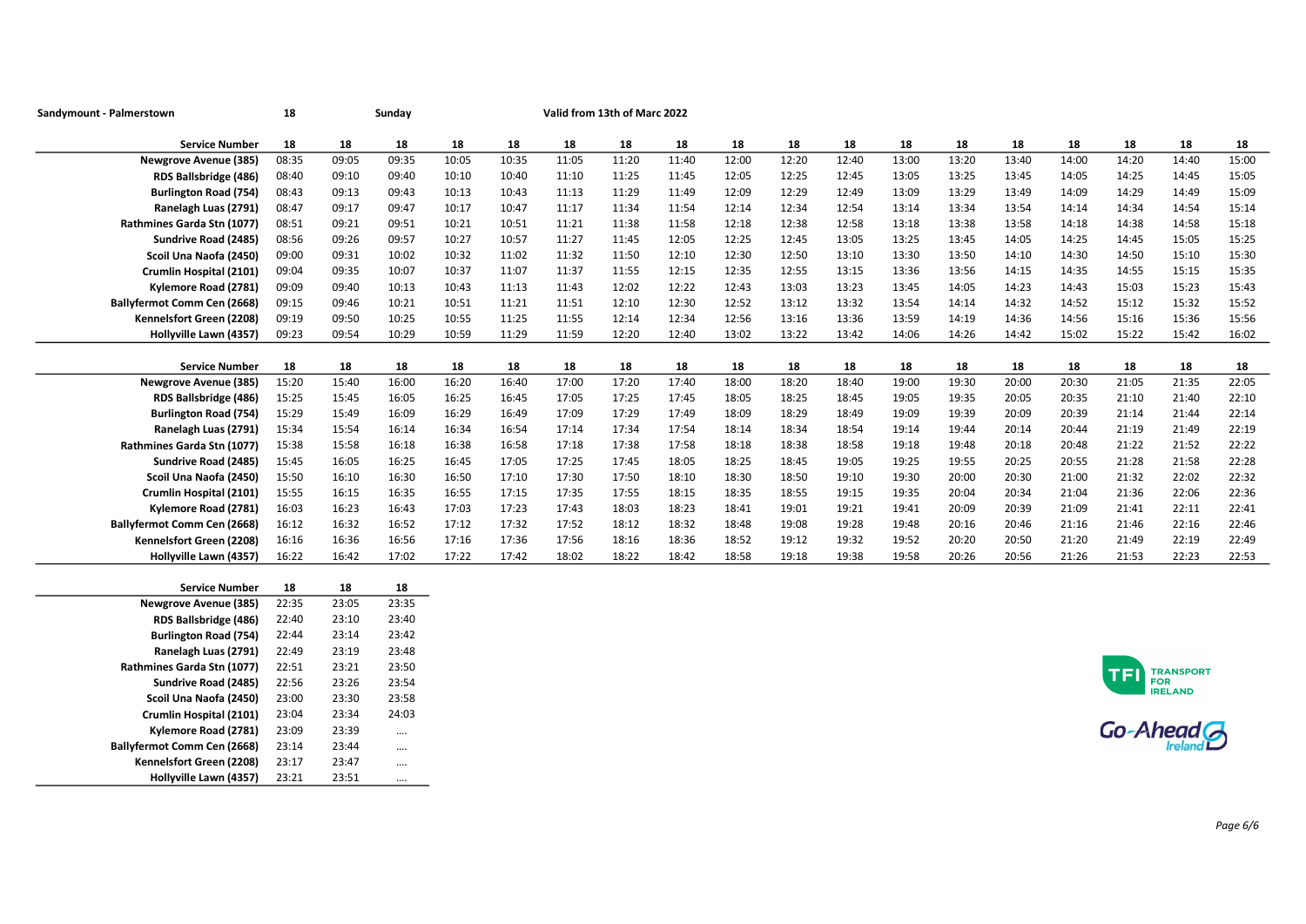**Sandymount - Palmerstown** **18** **Sunday** **Valid from 13th of Marc 2022**

| Service Number | 18 | 18 | 18 | 18 | 18 | 18 | 18 | 18 | 18 | 18 | 18 | 18 | 18 | 18 | 18 | 18 | 18 | 18 |
|---|---|---|---|---|---|---|---|---|---|---|---|---|---|---|---|---|---|---|
| Newgrove Avenue (385) | 08:35 | 09:05 | 09:35 | 10:05 | 10:35 | 11:05 | 11:20 | 11:40 | 12:00 | 12:20 | 12:40 | 13:00 | 13:20 | 13:40 | 14:00 | 14:20 | 14:40 | 15:00 |
| RDS Ballsbridge (486) | 08:40 | 09:10 | 09:40 | 10:10 | 10:40 | 11:10 | 11:25 | 11:45 | 12:05 | 12:25 | 12:45 | 13:05 | 13:25 | 13:45 | 14:05 | 14:25 | 14:45 | 15:05 |
| Burlington Road (754) | 08:43 | 09:13 | 09:43 | 10:13 | 10:43 | 11:13 | 11:29 | 11:49 | 12:09 | 12:29 | 12:49 | 13:09 | 13:29 | 13:49 | 14:09 | 14:29 | 14:49 | 15:09 |
| Ranelagh Luas (2791) | 08:47 | 09:17 | 09:47 | 10:17 | 10:47 | 11:17 | 11:34 | 11:54 | 12:14 | 12:34 | 12:54 | 13:14 | 13:34 | 13:54 | 14:14 | 14:34 | 14:54 | 15:14 |
| Rathmines Garda Stn (1077) | 08:51 | 09:21 | 09:51 | 10:21 | 10:51 | 11:21 | 11:38 | 11:58 | 12:18 | 12:38 | 12:58 | 13:18 | 13:38 | 13:58 | 14:18 | 14:38 | 14:58 | 15:18 |
| Sundrive Road (2485) | 08:56 | 09:26 | 09:57 | 10:27 | 10:57 | 11:27 | 11:45 | 12:05 | 12:25 | 12:45 | 13:05 | 13:25 | 13:45 | 14:05 | 14:25 | 14:45 | 15:05 | 15:25 |
| Scoil Una Naofa (2450) | 09:00 | 09:31 | 10:02 | 10:32 | 11:02 | 11:32 | 11:50 | 12:10 | 12:30 | 12:50 | 13:10 | 13:30 | 13:50 | 14:10 | 14:30 | 14:50 | 15:10 | 15:30 |
| Crumlin Hospital (2101) | 09:04 | 09:35 | 10:07 | 10:37 | 11:07 | 11:37 | 11:55 | 12:15 | 12:35 | 12:55 | 13:15 | 13:36 | 13:56 | 14:15 | 14:35 | 14:55 | 15:15 | 15:35 |
| Kylemore Road (2781) | 09:09 | 09:40 | 10:13 | 10:43 | 11:13 | 11:43 | 12:02 | 12:22 | 12:43 | 13:03 | 13:23 | 13:45 | 14:05 | 14:23 | 14:43 | 15:03 | 15:23 | 15:43 |
| Ballyfermot Comm Cen (2668) | 09:15 | 09:46 | 10:21 | 10:51 | 11:21 | 11:51 | 12:10 | 12:30 | 12:52 | 13:12 | 13:32 | 13:54 | 14:14 | 14:32 | 14:52 | 15:12 | 15:32 | 15:52 |
| Kennelsfort Green (2208) | 09:19 | 09:50 | 10:25 | 10:55 | 11:25 | 11:55 | 12:14 | 12:34 | 12:56 | 13:16 | 13:36 | 13:59 | 14:19 | 14:36 | 14:56 | 15:16 | 15:36 | 15:56 |
| Hollyville Lawn (4357) | 09:23 | 09:54 | 10:29 | 10:59 | 11:29 | 11:59 | 12:20 | 12:40 | 13:02 | 13:22 | 13:42 | 14:06 | 14:26 | 14:42 | 15:02 | 15:22 | 15:42 | 16:02 |

| Service Number | 18 | 18 | 18 | 18 | 18 | 18 | 18 | 18 | 18 | 18 | 18 | 18 | 18 | 18 | 18 | 18 | 18 | 18 |
|---|---|---|---|---|---|---|---|---|---|---|---|---|---|---|---|---|---|---|
| Newgrove Avenue (385) | 15:20 | 15:40 | 16:00 | 16:20 | 16:40 | 17:00 | 17:20 | 17:40 | 18:00 | 18:20 | 18:40 | 19:00 | 19:30 | 20:00 | 20:30 | 21:05 | 21:35 | 22:05 |
| RDS Ballsbridge (486) | 15:25 | 15:45 | 16:05 | 16:25 | 16:45 | 17:05 | 17:25 | 17:45 | 18:05 | 18:25 | 18:45 | 19:05 | 19:35 | 20:05 | 20:35 | 21:10 | 21:40 | 22:10 |
| Burlington Road (754) | 15:29 | 15:49 | 16:09 | 16:29 | 16:49 | 17:09 | 17:29 | 17:49 | 18:09 | 18:29 | 18:49 | 19:09 | 19:39 | 20:09 | 20:39 | 21:14 | 21:44 | 22:14 |
| Ranelagh Luas (2791) | 15:34 | 15:54 | 16:14 | 16:34 | 16:54 | 17:14 | 17:34 | 17:54 | 18:14 | 18:34 | 18:54 | 19:14 | 19:44 | 20:14 | 20:44 | 21:19 | 21:49 | 22:19 |
| Rathmines Garda Stn (1077) | 15:38 | 15:58 | 16:18 | 16:38 | 16:58 | 17:18 | 17:38 | 17:58 | 18:18 | 18:38 | 18:58 | 19:18 | 19:48 | 20:18 | 20:48 | 21:22 | 21:52 | 22:22 |
| Sundrive Road (2485) | 15:45 | 16:05 | 16:25 | 16:45 | 17:05 | 17:25 | 17:45 | 18:05 | 18:25 | 18:45 | 19:05 | 19:25 | 19:55 | 20:25 | 20:55 | 21:28 | 21:58 | 22:28 |
| Scoil Una Naofa (2450) | 15:50 | 16:10 | 16:30 | 16:50 | 17:10 | 17:30 | 17:50 | 18:10 | 18:30 | 18:50 | 19:10 | 19:30 | 20:00 | 20:30 | 21:00 | 21:32 | 22:02 | 22:32 |
| Crumlin Hospital (2101) | 15:55 | 16:15 | 16:35 | 16:55 | 17:15 | 17:35 | 17:55 | 18:15 | 18:35 | 18:55 | 19:15 | 19:35 | 20:04 | 20:34 | 21:04 | 21:36 | 22:06 | 22:36 |
| Kylemore Road (2781) | 16:03 | 16:23 | 16:43 | 17:03 | 17:23 | 17:43 | 18:03 | 18:23 | 18:41 | 19:01 | 19:21 | 19:41 | 20:09 | 20:39 | 21:09 | 21:41 | 22:11 | 22:41 |
| Ballyfermot Comm Cen (2668) | 16:12 | 16:32 | 16:52 | 17:12 | 17:32 | 17:52 | 18:12 | 18:32 | 18:48 | 19:08 | 19:28 | 19:48 | 20:16 | 20:46 | 21:16 | 21:46 | 22:16 | 22:46 |
| Kennelsfort Green (2208) | 16:16 | 16:36 | 16:56 | 17:16 | 17:36 | 17:56 | 18:16 | 18:36 | 18:52 | 19:12 | 19:32 | 19:52 | 20:20 | 20:50 | 21:20 | 21:49 | 22:19 | 22:49 |
| Hollyville Lawn (4357) | 16:22 | 16:42 | 17:02 | 17:22 | 17:42 | 18:02 | 18:22 | 18:42 | 18:58 | 19:18 | 19:38 | 19:58 | 20:26 | 20:56 | 21:26 | 21:53 | 22:23 | 22:53 |

| Service Number | 18 | 18 | 18 |
|---|---|---|---|
| Newgrove Avenue (385) | 22:35 | 23:05 | 23:35 |
| RDS Ballsbridge (486) | 22:40 | 23:10 | 23:40 |
| Burlington Road (754) | 22:44 | 23:14 | 23:42 |
| Ranelagh Luas (2791) | 22:49 | 23:19 | 23:48 |
| Rathmines Garda Stn (1077) | 22:51 | 23:21 | 23:50 |
| Sundrive Road (2485) | 22:56 | 23:26 | 23:54 |
| Scoil Una Naofa (2450) | 23:00 | 23:30 | 23:58 |
| Crumlin Hospital (2101) | 23:04 | 23:34 | 24:03 |
| Kylemore Road (2781) | 23:09 | 23:39 | .... |
| Ballyfermot Comm Cen (2668) | 23:14 | 23:44 | .... |
| Kennelsfort Green (2208) | 23:17 | 23:47 | .... |
| Hollyville Lawn (4357) | 23:21 | 23:51 | .... |

TFI TRANSPORT FOR IRELAND

Go-Ahead Ireland